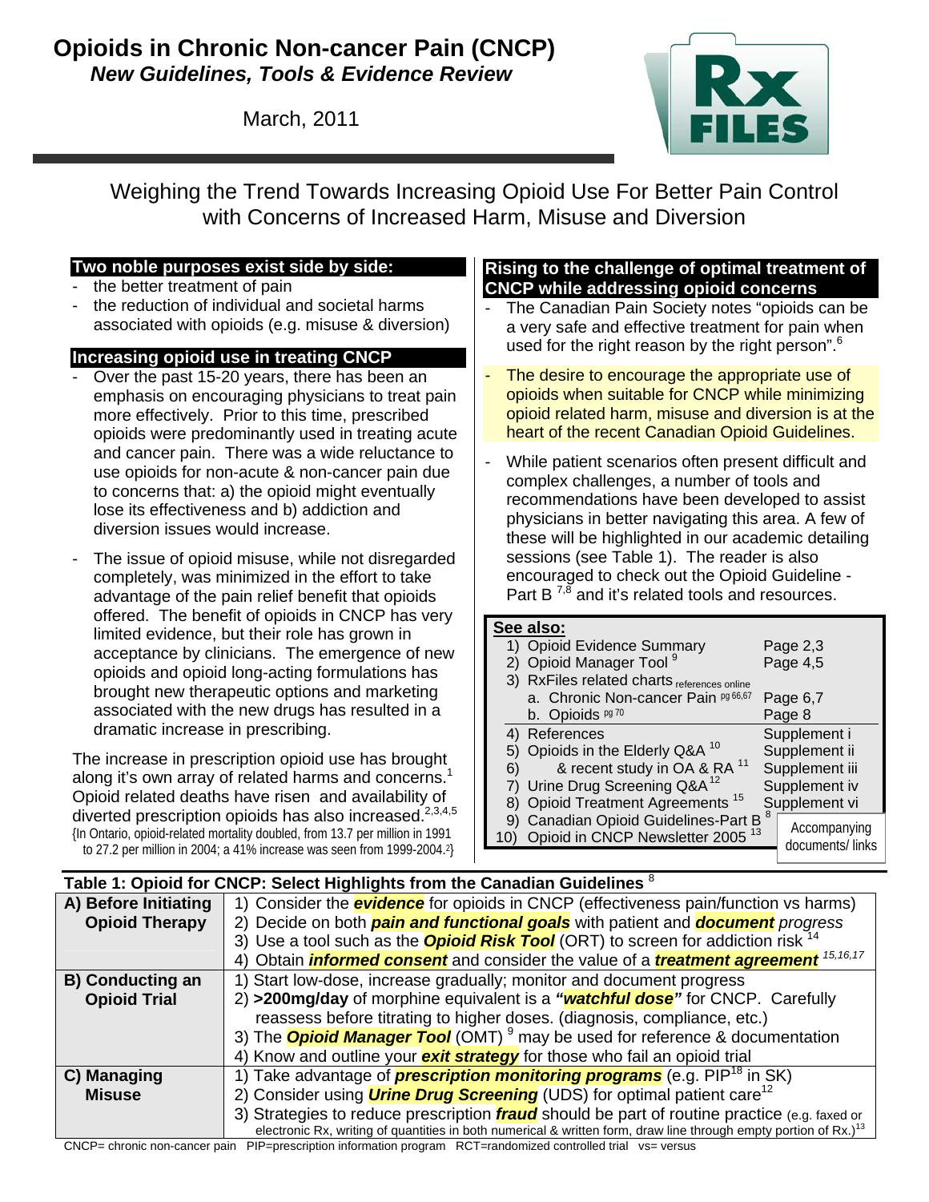# Opioids in Chronic Non-cancer Pain (CNCP)

***New Guidelines, Tools & Evidence Review***

March, 2011

## Weighing the Trend Towards Increasing Opioid Use For Better Pain Control with Concerns of Increased Harm, Misuse and Diversion

### Two noble purposes exist side by side:

- the better treatment of pain
- the reduction of individual and societal harms associated with opioids (e.g. misuse & diversion)

### Increasing opioid use in treating CNCP

- Over the past 15-20 years, there has been an emphasis on encouraging physicians to treat pain more effectively. Prior to this time, prescribed opioids were predominantly used in treating acute and cancer pain. There was a wide reluctance to use opioids for non-acute & non-cancer pain due to concerns that: a) the opioid might eventually lose its effectiveness and b) addiction and diversion issues would increase.
- The issue of opioid misuse, while not disregarded completely, was minimized in the effort to take advantage of the pain relief benefit that opioids offered. The benefit of opioids in CNCP has very limited evidence, but their role has grown in acceptance by clinicians. The emergence of new opioids and opioid long-acting formulations has brought new therapeutic options and marketing associated with the new drugs has resulted in a dramatic increase in prescribing.

The increase in prescription opioid use has brought along it's own array of related harms and concerns.[1] Opioid related deaths have risen and availability of diverted prescription opioids has also increased.[2,3,4,5] {In Ontario, opioid-related mortality doubled, from 13.7 per million in 1991 to 27.2 per million in 2004; a 41% increase was seen from 1999-2004.[2]}

### Rising to the challenge of optimal treatment of CNCP while addressing opioid concerns

- The Canadian Pain Society notes "opioids can be a very safe and effective treatment for pain when used for the right reason by the right person".[6]
- The desire to encourage the appropriate use of opioids when suitable for CNCP while minimizing opioid related harm, misuse and diversion is at the heart of the recent Canadian Opioid Guidelines.
- While patient scenarios often present difficult and complex challenges, a number of tools and recommendations have been developed to assist physicians in better navigating this area. A few of these will be highlighted in our academic detailing sessions (see Table 1). The reader is also encouraged to check out the Opioid Guideline - Part B [7,8] and it's related tools and resources.

**See also:**

| | |
|---|---|
| 1) Opioid Evidence Summary | Page 2,3 |
| 2) Opioid Manager Tool [9] | Page 4,5 |
| 3) RxFiles related charts references online | |
| a. Chronic Non-cancer Pain pg 66,67 | Page 6,7 |
| b. Opioids pg 70 | Page 8 |
| 4) References | Supplement i |
| 5) Opioids in the Elderly Q&A [10] | Supplement ii |
| 6) & recent study in OA & RA [11] | Supplement iii |
| 7) Urine Drug Screening Q&A [12] | Supplement iv |
| 8) Opioid Treatment Agreements [15] | Supplement vi |
| 9) Canadian Opioid Guidelines-Part B [8] | Accompanying documents/ links |
| 10) Opioid in CNCP Newsletter 2005 [13] | Accompanying documents/ links |

**Table 1: Opioid for CNCP: Select Highlights from the Canadian Guidelines** [8]

| | |
|---|---|
| **A) Before Initiating Opioid Therapy** | 1) Consider the ***evidence*** for opioids in CNCP (effectiveness pain/function vs harms)<br>2) Decide on both ***pain and functional goals*** with patient and ***document*** *progress*<br>3) Use a tool such as the ***Opioid Risk Tool*** (ORT) to screen for addiction risk [14]<br>4) Obtain ***informed consent*** and consider the value of a ***treatment agreement*** [15,16,17] |
| **B) Conducting an Opioid Trial** | 1) Start low-dose, increase gradually; monitor and document progress<br>2) **>200mg/day** of morphine equivalent is a ***"watchful dose"*** for CNCP. Carefully reassess before titrating to higher doses. (diagnosis, compliance, etc.)<br>3) The ***Opioid Manager Tool*** (OMT) [9] may be used for reference & documentation<br>4) Know and outline your ***exit strategy*** for those who fail an opioid trial |
| **C) Managing Misuse** | 1) Take advantage of ***prescription monitoring programs*** (e.g. PIP[18] in SK)<br>2) Consider using ***Urine Drug Screening*** (UDS) for optimal patient care[12]<br>3) Strategies to reduce prescription ***fraud*** should be part of routine practice (e.g. faxed or electronic Rx, writing of quantities in both numerical & written form, draw line through empty portion of Rx.)[13] |

CNCP= chronic non-cancer pain PIP=prescription information program RCT=randomized controlled trial vs= versus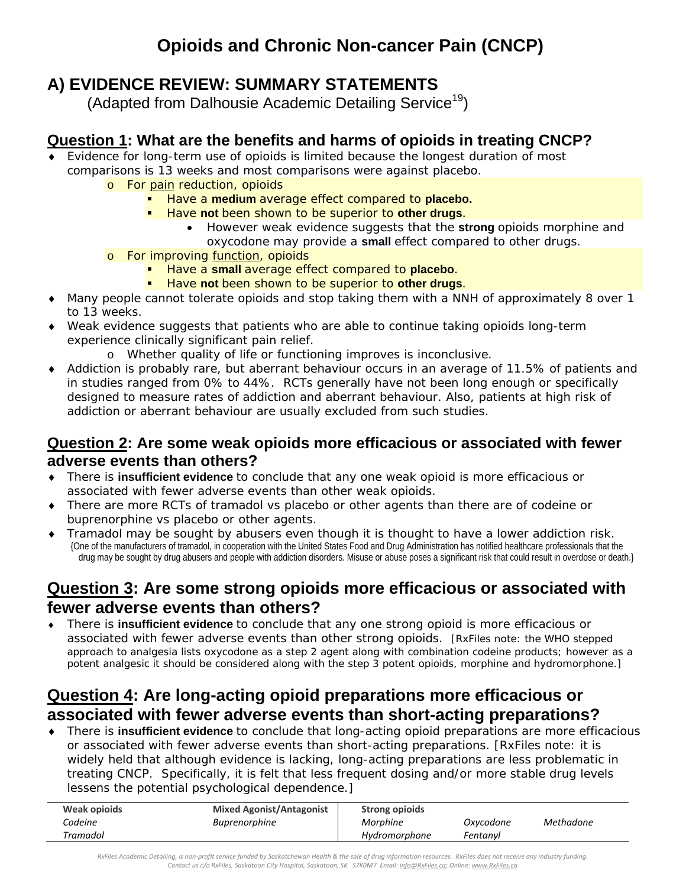# Opioids and Chronic Non-cancer Pain (CNCP)

## A) EVIDENCE REVIEW: SUMMARY STATEMENTS

(Adapted from Dalhousie Academic Detailing Service[19])

### Question 1: What are the benefits and harms of opioids in treating CNCP?

- Evidence for long-term use of opioids is limited because the longest duration of most comparisons is 13 weeks and most comparisons were against placebo.
  - For pain reduction, opioids
    - Have a **medium** average effect compared to **placebo.**
    - Have **not** been shown to be superior to **other drugs**.
      - However weak evidence suggests that the **strong** opioids morphine and oxycodone may provide a **small** effect compared to other drugs.
  - For improving function, opioids
    - Have a **small** average effect compared to **placebo**.
    - Have **not** been shown to be superior to **other drugs**.
- Many people cannot tolerate opioids and stop taking them with a NNH of approximately 8 over 1 to 13 weeks.
- Weak evidence suggests that patients who are able to continue taking opioids long-term experience clinically significant pain relief.
  - Whether quality of life or functioning improves is inconclusive.
- Addiction is probably rare, but aberrant behaviour occurs in an average of 11.5% of patients and in studies ranged from 0% to 44%. RCTs generally have not been long enough or specifically designed to measure rates of addiction and aberrant behaviour. Also, patients at high risk of addiction or aberrant behaviour are usually excluded from such studies.

### Question 2: Are some weak opioids more efficacious or associated with fewer adverse events than others?

- There is **insufficient evidence** to conclude that any one weak opioid is more efficacious or associated with fewer adverse events than other weak opioids.
- There are more RCTs of tramadol vs placebo or other agents than there are of codeine or buprenorphine vs placebo or other agents.
- Tramadol may be sought by abusers even though it is thought to have a lower addiction risk. {One of the manufacturers of tramadol, in cooperation with the United States Food and Drug Administration has notified healthcare professionals that the drug may be sought by drug abusers and people with addiction disorders. Misuse or abuse poses a significant risk that could result in overdose or death.}

### Question 3: Are some strong opioids more efficacious or associated with fewer adverse events than others?

- There is **insufficient evidence** to conclude that any one strong opioid is more efficacious or associated with fewer adverse events than other strong opioids. [RxFiles note: the WHO stepped approach to analgesia lists oxycodone as a step 2 agent along with combination codeine products; however as a potent analgesic it should be considered along with the step 3 potent opioids, morphine and hydromorphone.]

### Question 4: Are long-acting opioid preparations more efficacious or associated with fewer adverse events than short-acting preparations?

- There is **insufficient evidence** to conclude that long-acting opioid preparations are more efficacious or associated with fewer adverse events than short-acting preparations. [RxFiles note: it is widely held that although evidence is lacking, long-acting preparations are less problematic in treating CNCP. Specifically, it is felt that less frequent dosing and/or more stable drug levels lessens the potential psychological dependence.]

| Weak opioids | Mixed Agonist/Antagonist | Strong opioids | | |
|---|---|---|---|---|
| *Codeine* | *Buprenorphine* | *Morphine* | *Oxycodone* | *Methadone* |
| *Tramadol* | | *Hydromorphone* | *Fentanyl* | |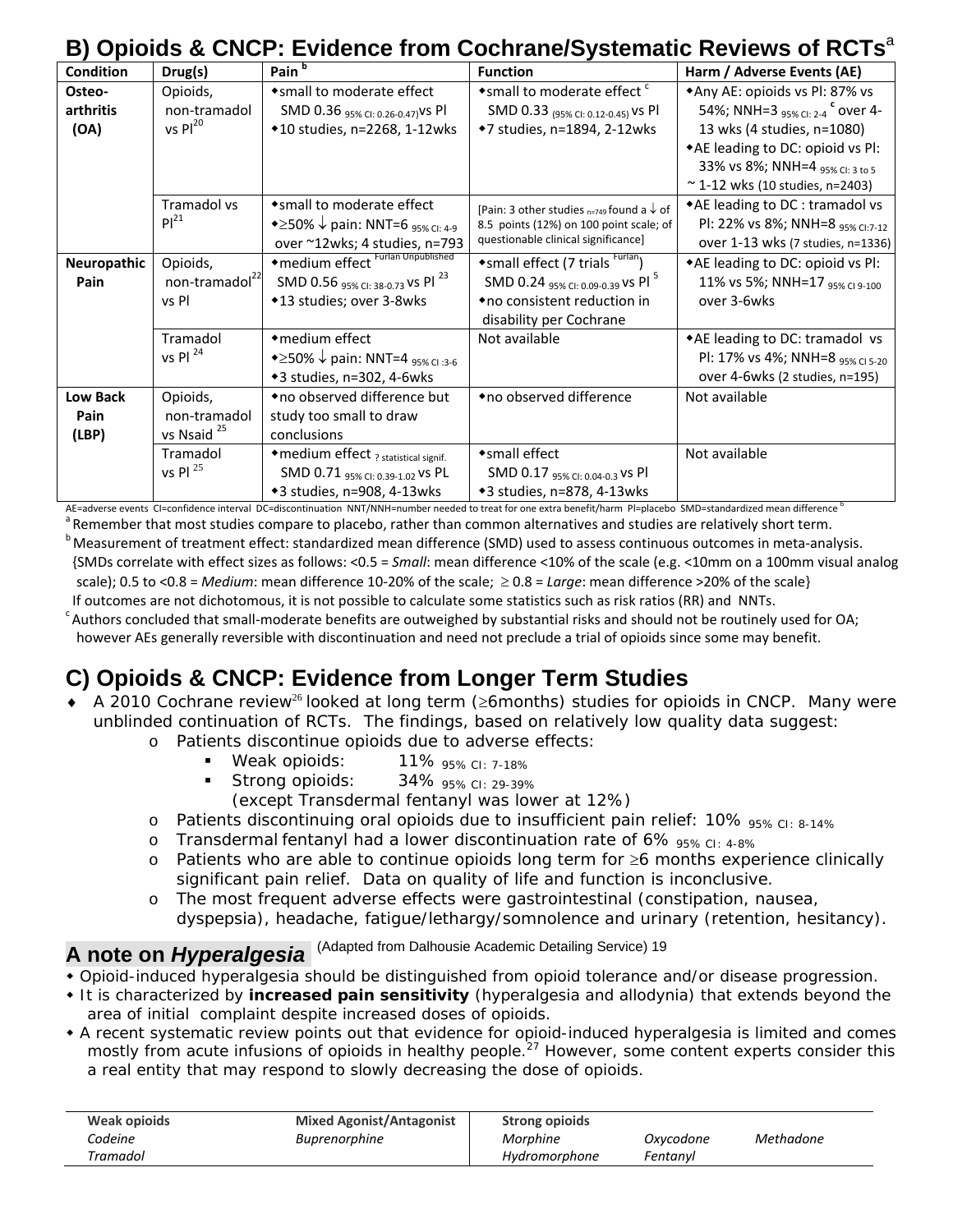## B) Opioids & CNCP: Evidence from Cochrane/Systematic Reviews of RCTs[a]

| Condition | Drug(s) | Pain [b] | Function | Harm / Adverse Events (AE) |
|---|---|---|---|---|
| Osteo-arthritis (OA) | Opioids, non-tramadol vs Pl[20] | ◆small to moderate effect SMD 0.36 95% CI: 0.26-0.47) vs Pl ◆10 studies, n=2268, 1-12wks | ◆small to moderate effect [c] SMD 0.33 (95% CI: 0.12-0.45) vs Pl ◆7 studies, n=1894, 2-12wks | ◆Any AE: opioids vs Pl: 87% vs 54%; NNH=3 95% CI: 2-4 [c] over 4-13 wks (4 studies, n=1080) ◆AE leading to DC: opioid vs Pl: 33% vs 8%; NNH=4 95% CI: 3 to 5 ~ 1-12 wks (10 studies, n=2403) |
| | Tramadol vs Pl[21] | ◆small to moderate effect ◆≥50% ↓ pain: NNT=6 95% CI: 4-9 over ~12wks; 4 studies, n=793 | [Pain: 3 other studies n=749 found a ↓ of 8.5 points (12%) on 100 point scale; of questionable clinical significance] | ◆AE leading to DC : tramadol vs Pl: 22% vs 8%; NNH=8 95% CI:7-12 over 1-13 wks (7 studies, n=1336) |
| Neuropathic Pain | Opioids, non-tramadol[22] vs Pl | ◆medium effect [Furlan Unpublished] SMD 0.56 95% CI: 38-0.73 vs Pl [23] ◆13 studies; over 3-8wks | ◆small effect (7 trials [Furlan]) SMD 0.24 95% CI: 0.09-0.39 vs Pl [5] ◆no consistent reduction in disability per Cochrane | ◆AE leading to DC: opioid vs Pl: 11% vs 5%; NNH=17 95% CI 9-100 over 3-6wks |
| | Tramadol vs Pl [24] | ◆medium effect ◆≥50% ↓ pain: NNT=4 95% CI :3-6 ◆3 studies, n=302, 4-6wks | Not available | ◆AE leading to DC: tramadol vs Pl: 17% vs 4%; NNH=8 95% CI 5-20 over 4-6wks (2 studies, n=195) |
| Low Back Pain (LBP) | Opioids, non-tramadol vs Nsaid [25] | ◆no observed difference but study too small to draw conclusions | ◆no observed difference | Not available |
| | Tramadol vs Pl [25] | ◆medium effect ? statistical signif. SMD 0.71 95% CI: 0.39-1.02 vs PL ◆3 studies, n=908, 4-13wks | ◆small effect SMD 0.17 95% CI: 0.04-0.3 vs Pl ◆3 studies, n=878, 4-13wks | Not available |

AE=adverse events CI=confidence interval DC=discontinuation NNT/NNH=number needed to treat for one extra benefit/harm Pl=placebo SMD=standardized mean difference [b]

[a] Remember that most studies compare to placebo, rather than common alternatives and studies are relatively short term.

[b] Measurement of treatment effect: standardized mean difference (SMD) used to assess continuous outcomes in meta-analysis. {SMDs correlate with effect sizes as follows: <0.5 = *Small*: mean difference <10% of the scale (e.g. <10mm on a 100mm visual analog scale); 0.5 to <0.8 = *Medium*: mean difference 10-20% of the scale; ≥ 0.8 = *Large*: mean difference >20% of the scale} If outcomes are not dichotomous, it is not possible to calculate some statistics such as risk ratios (RR) and NNTs.

[c] Authors concluded that small-moderate benefits are outweighed by substantial risks and should not be routinely used for OA; however AEs generally reversible with discontinuation and need not preclude a trial of opioids since some may benefit.

## C) Opioids & CNCP: Evidence from Longer Term Studies

- A 2010 Cochrane review[26] looked at long term (≥6months) studies for opioids in CNCP. Many were unblinded continuation of RCTs. The findings, based on relatively low quality data suggest:
  - Patients discontinue opioids due to adverse effects:
    - Weak opioids: 11% 95% CI: 7-18%
    - Strong opioids: 34% 95% CI: 29-39%
      (except Transdermal fentanyl was lower at 12%)
  - Patients discontinuing oral opioids due to insufficient pain relief: 10% 95% CI: 8-14%
  - Transdermal fentanyl had a lower discontinuation rate of 6% 95% CI: 4-8%
  - Patients who are able to continue opioids long term for ≥6 months experience clinically significant pain relief. Data on quality of life and function is inconclusive.
  - The most frequent adverse effects were gastrointestinal (constipation, nausea, dyspepsia), headache, fatigue/lethargy/somnolence and urinary (retention, hesitancy).

## A note on *Hyperalgesia* (Adapted from Dalhousie Academic Detailing Service) 19

- Opioid-induced hyperalgesia should be distinguished from opioid tolerance and/or disease progression.
- It is characterized by **increased pain sensitivity** (hyperalgesia and allodynia) that extends beyond the area of initial complaint despite increased doses of opioids.
- A recent systematic review points out that evidence for opioid-induced hyperalgesia is limited and comes mostly from acute infusions of opioids in healthy people.[27] However, some content experts consider this a real entity that may respond to slowly decreasing the dose of opioids.

| Weak opioids | Mixed Agonist/Antagonist | Strong opioids | | |
|---|---|---|---|---|
| *Codeine* | *Buprenorphine* | *Morphine* | *Oxycodone* | *Methadone* |
| *Tramadol* | | *Hydromorphone* | *Fentanyl* | |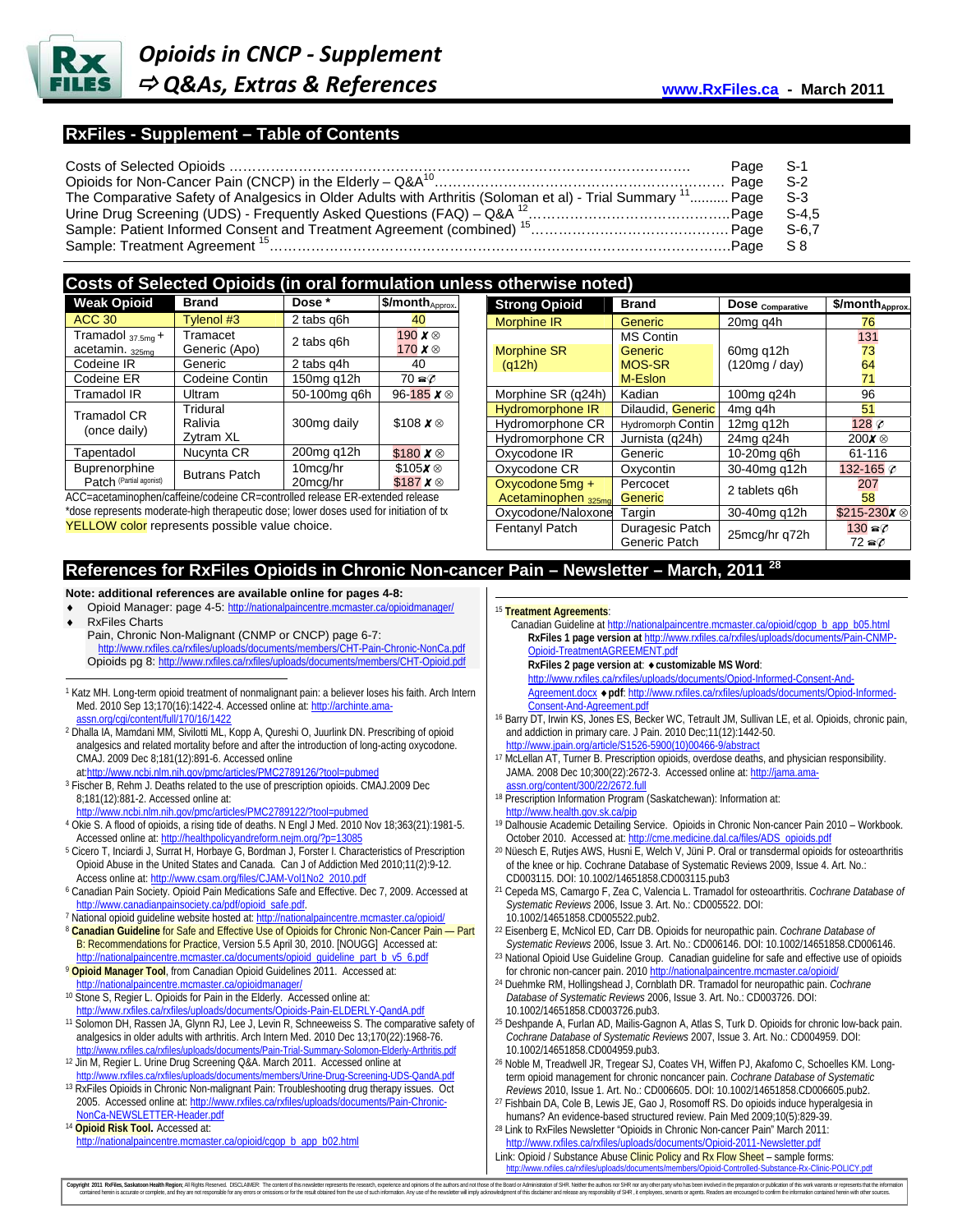# Opioids in CNCP - Supplement

# ⇨ Q&As, Extras & References

www.RxFiles.ca - March 2011

## RxFiles - Supplement – Table of Contents

| | | |
|---|---|---|
| Costs of Selected Opioids ………………………………………………………………………………………. | Page | S-1 |
| Opioids for Non-Cancer Pain (CNCP) in the Elderly – Q&A[10]……………………………………………………… | Page | S-2 |
| The Comparative Safety of Analgesics in Older Adults with Arthritis (Soloman et al) - Trial Summary [11]………. | Page | S-3 |
| Urine Drug Screening (UDS) - Frequently Asked Questions (FAQ) – Q&A [12]……………………………………… | Page | S-4,5 |
| Sample: Patient Informed Consent and Treatment Agreement (combined) [15]…………………………………… | Page | S-6,7 |
| Sample: Treatment Agreement [15]……………………………………………………………………………………… | Page | S 8 |

## Costs of Selected Opioids (in oral formulation unless otherwise noted)

| Weak Opioid | Brand | Dose * | $/month Approx. |
|---|---|---|---|
| ACC 30 | Tylenol #3 | 2 tabs q6h | 40 |
| Tramadol 37.5mg + acetamin. 325mg | Tramacet<br>Generic (Apo) | 2 tabs q6h | 190 ✗ ⊗<br>170 ✗ ⊗ |
| Codeine IR | Generic | 2 tabs q4h | 40 |
| Codeine ER | Codeine Contin | 150mg q12h | 70 |
| Tramadol IR | Ultram | 50-100mg q6h | 96-185 ✗ ⊗ |
| Tramadol CR (once daily) | Tridural<br>Ralivia<br>Zytram XL | 300mg daily | $108 ✗ ⊗ |
| Tapentadol | Nucynta CR | 200mg q12h | $180 ✗ ⊗ |
| Buprenorphine Patch (Partial agonist) | Butrans Patch | 10mcg/hr<br>20mcg/hr | $105✗ ⊗<br>$187 ✗ ⊗ |

ACC=acetaminophen/caffeine/codeine CR=controlled release ER-extended release
*dose represents moderate-high therapeutic dose; lower doses used for initiation of tx
YELLOW color represents possible value choice.

| Strong Opioid | Brand | Dose Comparative | $/month Approx. |
|---|---|---|---|
| Morphine IR | Generic | 20mg q4h | 76 |
| Morphine SR (q12h) | MS Contin<br>Generic<br>MOS-SR<br>M-Eslon | 60mg q12h (120mg / day) | 131<br>73<br>64<br>71 |
| Morphine SR (q24h) | Kadian | 100mg q24h | 96 |
| Hydromorphone IR | Dilaudid, Generic | 4mg q4h | 51 |
| Hydromorphone CR | Hydromorph Contin | 12mg q12h | 128 |
| Hydromorphone CR | Jurnista (q24h) | 24mg q24h | 200✗ ⊗ |
| Oxycodone IR | Generic | 10-20mg q6h | 61-116 |
| Oxycodone CR | Oxycontin | 30-40mg q12h | 132-165 |
| Oxycodone 5mg + Acetaminophen 325mg | Percocet<br>Generic | 2 tablets q6h | 207<br>58 |
| Oxycodone/Naloxone | Targin | 30-40mg q12h | $215-230✗ ⊗ |
| Fentanyl Patch | Duragesic Patch<br>Generic Patch | 25mcg/hr q72h | 130<br>72 |

## References for RxFiles Opioids in Chronic Non-cancer Pain – Newsletter – March, 2011 [28]

**Note: additional references are available online for pages 4-8:**

- Opioid Manager: page 4-5: http://nationalpaincentre.mcmaster.ca/opioidmanager/
- RxFiles Charts
  Pain, Chronic Non-Malignant (CNMP or CNCP) page 6-7:
  http://www.rxfiles.ca/rxfiles/uploads/documents/members/CHT-Pain-Chronic-NonCa.pdf
  Opioids pg 8: http://www.rxfiles.ca/rxfiles/uploads/documents/members/CHT-Opioid.pdf

1. Katz MH. Long-term opioid treatment of nonmalignant pain: a believer loses his faith. Arch Intern Med. 2010 Sep 13;170(16):1422-4. Accessed online at: http://archinte.ama-assn.org/cgi/content/full/170/16/1422
2. Dhalla IA, Mamdani MM, Sivilotti ML, Kopp A, Qureshi O, Juurlink DN. Prescribing of opioid analgesics and related mortality before and after the introduction of long-acting oxycodone. CMAJ. 2009 Dec 8;181(12):891-6. Accessed online at:http://www.ncbi.nlm.nih.gov/pmc/articles/PMC2789126/?tool=pubmed
3. Fischer B, Rehm J. Deaths related to the use of prescription opioids. CMAJ.2009 Dec 8;181(12):881-2. Accessed online at: http://www.ncbi.nlm.nih.gov/pmc/articles/PMC2789122/?tool=pubmed
4. Okie S. A flood of opioids, a rising tide of deaths. N Engl J Med. 2010 Nov 18;363(21):1981-5. Accessed online at: http://healthpolicyandreform.nejm.org/?p=13085
5. Cicero T, Inciardi J, Surrat H, Horbaye G, Bordman J, Forster I. Characteristics of Prescription Opioid Abuse in the United States and Canada. Can J of Addiction Med 2010;11(2):9-12. Access online at: http://www.csam.org/files/CJAM-Vol1No2_2010.pdf
6. Canadian Pain Society. Opioid Pain Medications Safe and Effective. Dec 7, 2009. Accessed at http://www.canadianpainsociety.ca/pdf/opioid_safe.pdf.
7. National opioid guideline website hosted at: http://nationalpaincentre.mcmaster.ca/opioid/
8. **Canadian Guideline** for Safe and Effective Use of Opioids for Chronic Non-Cancer Pain — Part B: Recommendations for Practice, Version 5.5 April 30, 2010. [NOUGG] Accessed at: http://nationalpaincentre.mcmaster.ca/documents/opioid_guideline_part_b_v5_6.pdf
9. **Opioid Manager Tool**, from Canadian Opioid Guidelines 2011. Accessed at: http://nationalpaincentre.mcmaster.ca/opioidmanager/
10. Stone S, Regier L. Opioids for Pain in the Elderly. Accessed online at: http://www.rxfiles.ca/rxfiles/uploads/documents/Opioids-Pain-ELDERLY-QandA.pdf
11. Solomon DH, Rassen JA, Glynn RJ, Lee J, Levin R, Schneeweiss S. The comparative safety of analgesics in older adults with arthritis. Arch Intern Med. 2010 Dec 13;170(22):1968-76. http://www.rxfiles.ca/rxfiles/uploads/documents/Pain-Trial-Summary-Solomon-Elderly-Arthritis.pdf
12. Jin M, Regier L. Urine Drug Screening Q&A. March 2011. Accessed online at http://www.rxfiles.ca/rxfiles/uploads/documents/members/Urine-Drug-Screening-UDS-QandA.pdf
13. RxFiles Opioids in Chronic Non-malignant Pain: Troubleshooting drug therapy issues. Oct 2005. Accessed online at: http://www.rxfiles.ca/rxfiles/uploads/documents/Pain-Chronic-NonCa-NEWSLETTER-Header.pdf
14. **Opioid Risk Tool.** Accessed at: http://nationalpaincentre.mcmaster.ca/opioid/cgop_b_app_b02.html
15. **Treatment Agreements**: Canadian Guideline at http://nationalpaincentre.mcmaster.ca/opioid/cgop_b_app_b05.html
    **RxFiles 1 page version at** http://www.rxfiles.ca/rxfiles/uploads/documents/Pain-CNMP-Opioid-TreatmentAGREEMENT.pdf
    **RxFiles 2 page version at**: ♦**customizable MS Word**: http://www.rxfiles.ca/rxfiles/uploads/documents/Opioid-Informed-Consent-And-Agreement.docx ♦**pdf**: http://www.rxfiles.ca/rxfiles/uploads/documents/Opioid-Informed-Consent-And-Agreement.pdf
16. Barry DT, Irwin KS, Jones ES, Becker WC, Tetrault JM, Sullivan LE, et al. Opioids, chronic pain, and addiction in primary care. J Pain. 2010 Dec;11(12):1442-50. http://www.jpain.org/article/S1526-5900(10)00466-9/abstract
17. McLellan AT, Turner B. Prescription opioids, overdose deaths, and physician responsibility. JAMA. 2008 Dec 10;300(22):2672-3. Accessed online at: http://jama.ama-assn.org/content/300/22/2672.full
18. Prescription Information Program (Saskatchewan): Information at: http://www.health.gov.sk.ca/pip
19. Dalhousie Academic Detailing Service. Opioids in Chronic Non-cancer Pain 2010 – Workbook. October 2010. Accessed at: http://cme.medicine.dal.ca/files/ADS_opioids.pdf
20. Nüesch E, Rutjes AWS, Husni E, Welch V, Jüni P. Oral or transdermal opioids for osteoarthritis of the knee or hip. Cochrane Database of Systematic Reviews 2009, Issue 4. Art. No.: CD003115. DOI: 10.1002/14651858.CD003115.pub3
21. Cepeda MS, Camargo F, Zea C, Valencia L. Tramadol for osteoarthritis. *Cochrane Database of Systematic Reviews* 2006, Issue 3. Art. No.: CD005522. DOI: 10.1002/14651858.CD005522.pub2.
22. Eisenberg E, McNicol ED, Carr DB. Opioids for neuropathic pain. *Cochrane Database of Systematic Reviews* 2006, Issue 3. Art. No.: CD006146. DOI: 10.1002/14651858.CD006146.
23. National Opioid Use Guideline Group. Canadian guideline for safe and effective use of opioids for chronic non-cancer pain. 2010 http://nationalpaincentre.mcmaster.ca/opioid/
24. Duehmke RM, Hollingshead J, Cornblath DR. Tramadol for neuropathic pain. *Cochrane Database of Systematic Reviews* 2006, Issue 3. Art. No.: CD003726. DOI: 10.1002/14651858.CD003726.pub3.
25. Deshpande A, Furlan AD, Mailis-Gagnon A, Atlas S, Turk D. Opioids for chronic low-back pain. *Cochrane Database of Systematic Reviews* 2007, Issue 3. Art. No.: CD004959. DOI: 10.1002/14651858.CD004959.pub3.
26. Noble M, Treadwell JR, Tregear SJ, Coates VH, Wiffen PJ, Akafomo C, Schoelles KM. Long-term opioid management for chronic noncancer pain. *Cochrane Database of Systematic Reviews* 2010, Issue 1. Art. No.: CD006605. DOI: 10.1002/14651858.CD006605.pub2.
27. Fishbain DA, Cole B, Lewis JE, Gao J, Rosomoff RS. Do opioids induce hyperalgesia in humans? An evidence-based structured review. Pain Med 2009;10(5):829-39.
28. Link to RxFiles Newsletter "Opioids in Chronic Non-cancer Pain" March 2011: http://www.rxfiles.ca/rxfiles/uploads/documents/Opioid-2011-Newsletter.pdf

Link: Opioid / Substance Abuse Clinic Policy and Rx Flow Sheet – sample forms: http://www.rxfiles.ca/rxfiles/uploads/documents/members/Opioid-Controlled-Substance-Rx-Clinic-POLICY.pdf

Copyright 2011 RxFiles, Saskatoon Health Region; All Rights Reserved. DISCLAIMER: The content of this newsletter represents the research, experience and opinions of the authors and not those of the Board or Administration of SHR. Neither the authors nor SHR nor any other party who has been involved in the preparation or publication of this work warrants or represents that the information contained herein is accurate or complete, and they are not responsible for any errors or omissions or for the result obtained from the use of such information. Any use of the newsletter will imply acknowledgment of this disclaimer and release any responsibility of SHR, it employees, servants or agents. Readers are encouraged to confirm the information contained herein with other sources.